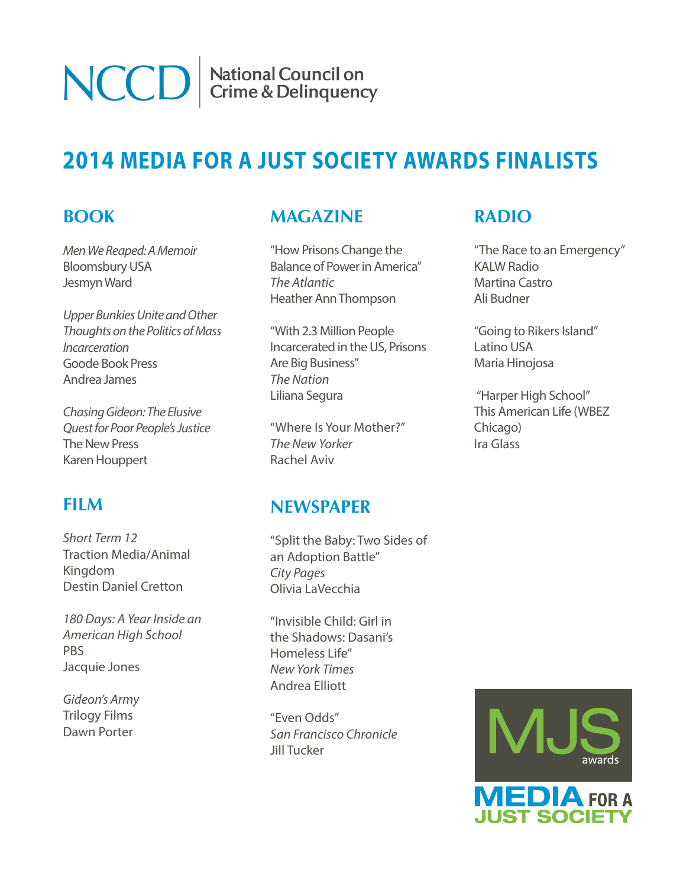NCCD | National Council on Crime & Delinquency

# 2014 MEDIA FOR A JUST SOCIETY AWARDS FINALISTS

## BOOK

*Men We Reaped: A Memoir*
Bloomsbury USA
Jesmyn Ward

*Upper Bunkies Unite and Other Thoughts on the Politics of Mass Incarceration*
Goode Book Press
Andrea James

*Chasing Gideon: The Elusive Quest for Poor People's Justice*
The New Press
Karen Houppert

## FILM

*Short Term 12*
Traction Media/Animal Kingdom
Destin Daniel Cretton

*180 Days: A Year Inside an American High School*
PBS
Jacquie Jones

*Gideon's Army*
Trilogy Films
Dawn Porter

## MAGAZINE

"How Prisons Change the Balance of Power in America"
*The Atlantic*
Heather Ann Thompson

"With 2.3 Million People Incarcerated in the US, Prisons Are Big Business"
*The Nation*
Liliana Segura

"Where Is Your Mother?"
*The New Yorker*
Rachel Aviv

## NEWSPAPER

"Split the Baby: Two Sides of an Adoption Battle"
*City Pages*
Olivia LaVecchia

"Invisible Child: Girl in the Shadows: Dasani's Homeless Life"
*New York Times*
Andrea Elliott

"Even Odds"
*San Francisco Chronicle*
Jill Tucker

## RADIO

"The Race to an Emergency"
KALW Radio
Martina Castro
Ali Budner

"Going to Rikers Island"
Latino USA
Maria Hinojosa

"Harper High School"
This American Life (WBEZ Chicago)
Ira Glass

MJS awards
MEDIA FOR A JUST SOCIETY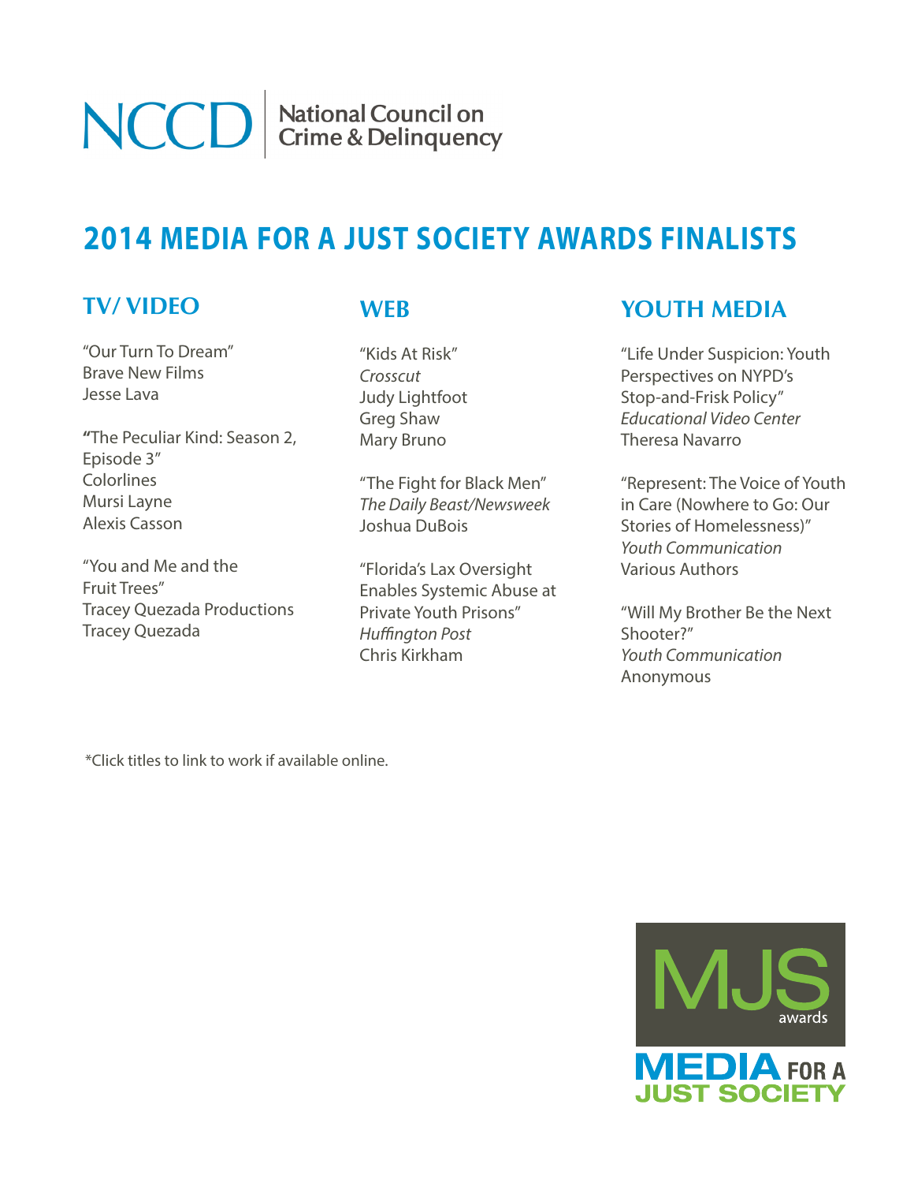NCCD | National Council on Crime & Delinquency

# 2014 MEDIA FOR A JUST SOCIETY AWARDS FINALISTS

## TV/ VIDEO

"Our Turn To Dream"
Brave New Films
Jesse Lava

"The Peculiar Kind: Season 2, Episode 3"
Colorlines
Mursi Layne
Alexis Casson

"You and Me and the Fruit Trees"
Tracey Quezada Productions
Tracey Quezada

## WEB

"Kids At Risk"
*Crosscut*
Judy Lightfoot
Greg Shaw
Mary Bruno

"The Fight for Black Men"
*The Daily Beast/Newsweek*
Joshua DuBois

"Florida's Lax Oversight Enables Systemic Abuse at Private Youth Prisons"
*Huffington Post*
Chris Kirkham

## YOUTH MEDIA

"Life Under Suspicion: Youth Perspectives on NYPD's Stop-and-Frisk Policy"
*Educational Video Center*
Theresa Navarro

"Represent: The Voice of Youth in Care (Nowhere to Go: Our Stories of Homelessness)"
*Youth Communication*
Various Authors

"Will My Brother Be the Next Shooter?"
*Youth Communication*
Anonymous

*Click titles to link to work if available online.

MJS awards
MEDIA FOR A JUST SOCIETY